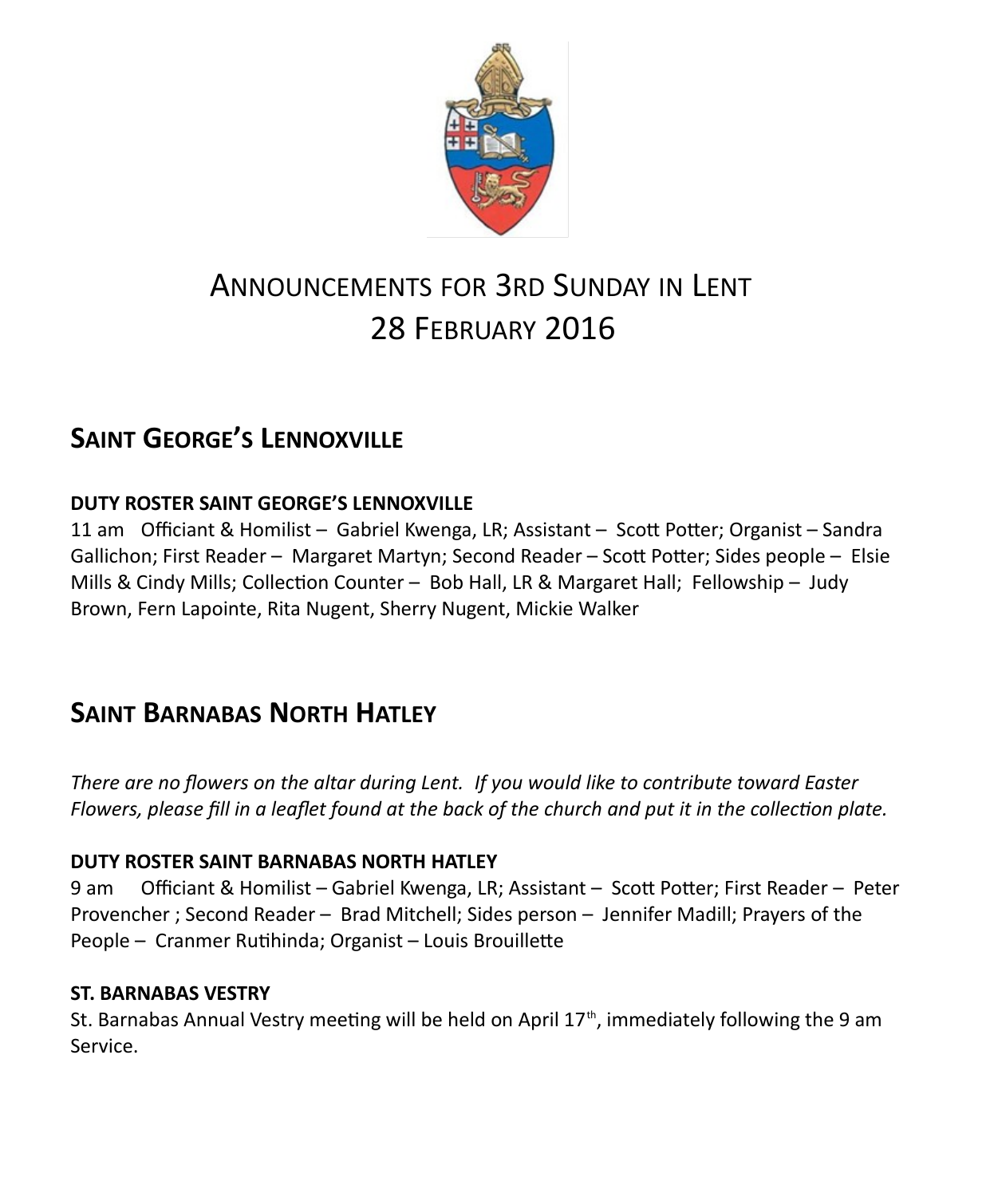# Announcements for 3rd Sunday in Lent
# 28 February 2016

## Saint George's Lennoxville

**DUTY ROSTER SAINT GEORGE'S LENNOXVILLE**

11 am Officiant & Homilist – Gabriel Kwenga, LR; Assistant – Scott Potter; Organist – Sandra Gallichon; First Reader – Margaret Martyn; Second Reader – Scott Potter; Sides people – Elsie Mills & Cindy Mills; Collection Counter – Bob Hall, LR & Margaret Hall; Fellowship – Judy Brown, Fern Lapointe, Rita Nugent, Sherry Nugent, Mickie Walker

## Saint Barnabas North Hatley

*There are no flowers on the altar during Lent. If you would like to contribute toward Easter Flowers, please fill in a leaflet found at the back of the church and put it in the collection plate.*

**DUTY ROSTER SAINT BARNABAS NORTH HATLEY**

9 am Officiant & Homilist – Gabriel Kwenga, LR; Assistant – Scott Potter; First Reader – Peter Provencher ; Second Reader – Brad Mitchell; Sides person – Jennifer Madill; Prayers of the People – Cranmer Rutihinda; Organist – Louis Brouillette

**ST. BARNABAS VESTRY**

St. Barnabas Annual Vestry meeting will be held on April 17th, immediately following the 9 am Service.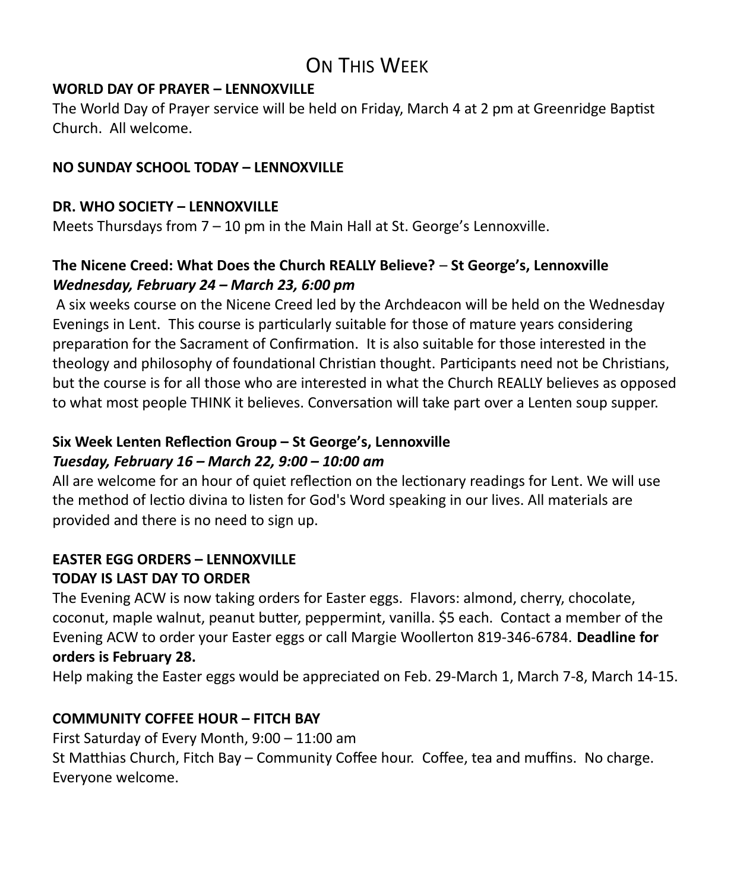# On This Week

**WORLD DAY OF PRAYER – LENNOXVILLE**

The World Day of Prayer service will be held on Friday, March 4 at 2 pm at Greenridge Baptist Church. All welcome.

**NO SUNDAY SCHOOL TODAY – LENNOXVILLE**

**DR. WHO SOCIETY – LENNOXVILLE**

Meets Thursdays from 7 – 10 pm in the Main Hall at St. George's Lennoxville.

**The Nicene Creed: What Does the Church REALLY Believe?** – **St George's, Lennoxville**
***Wednesday, February 24 – March 23, 6:00 pm***

A six weeks course on the Nicene Creed led by the Archdeacon will be held on the Wednesday Evenings in Lent. This course is particularly suitable for those of mature years considering preparation for the Sacrament of Confirmation. It is also suitable for those interested in the theology and philosophy of foundational Christian thought. Participants need not be Christians, but the course is for all those who are interested in what the Church REALLY believes as opposed to what most people THINK it believes. Conversation will take part over a Lenten soup supper.

**Six Week Lenten Reflection Group – St George's, Lennoxville**
***Tuesday, February 16 – March 22, 9:00 – 10:00 am***

All are welcome for an hour of quiet reflection on the lectionary readings for Lent. We will use the method of lectio divina to listen for God's Word speaking in our lives. All materials are provided and there is no need to sign up.

**EASTER EGG ORDERS – LENNOXVILLE**
**TODAY IS LAST DAY TO ORDER**

The Evening ACW is now taking orders for Easter eggs. Flavors: almond, cherry, chocolate, coconut, maple walnut, peanut butter, peppermint, vanilla. $5 each. Contact a member of the Evening ACW to order your Easter eggs or call Margie Woollerton 819-346-6784. **Deadline for orders is February 28.**

Help making the Easter eggs would be appreciated on Feb. 29-March 1, March 7-8, March 14-15.

**COMMUNITY COFFEE HOUR – FITCH BAY**

First Saturday of Every Month, 9:00 – 11:00 am

St Matthias Church, Fitch Bay – Community Coffee hour. Coffee, tea and muffins. No charge. Everyone welcome.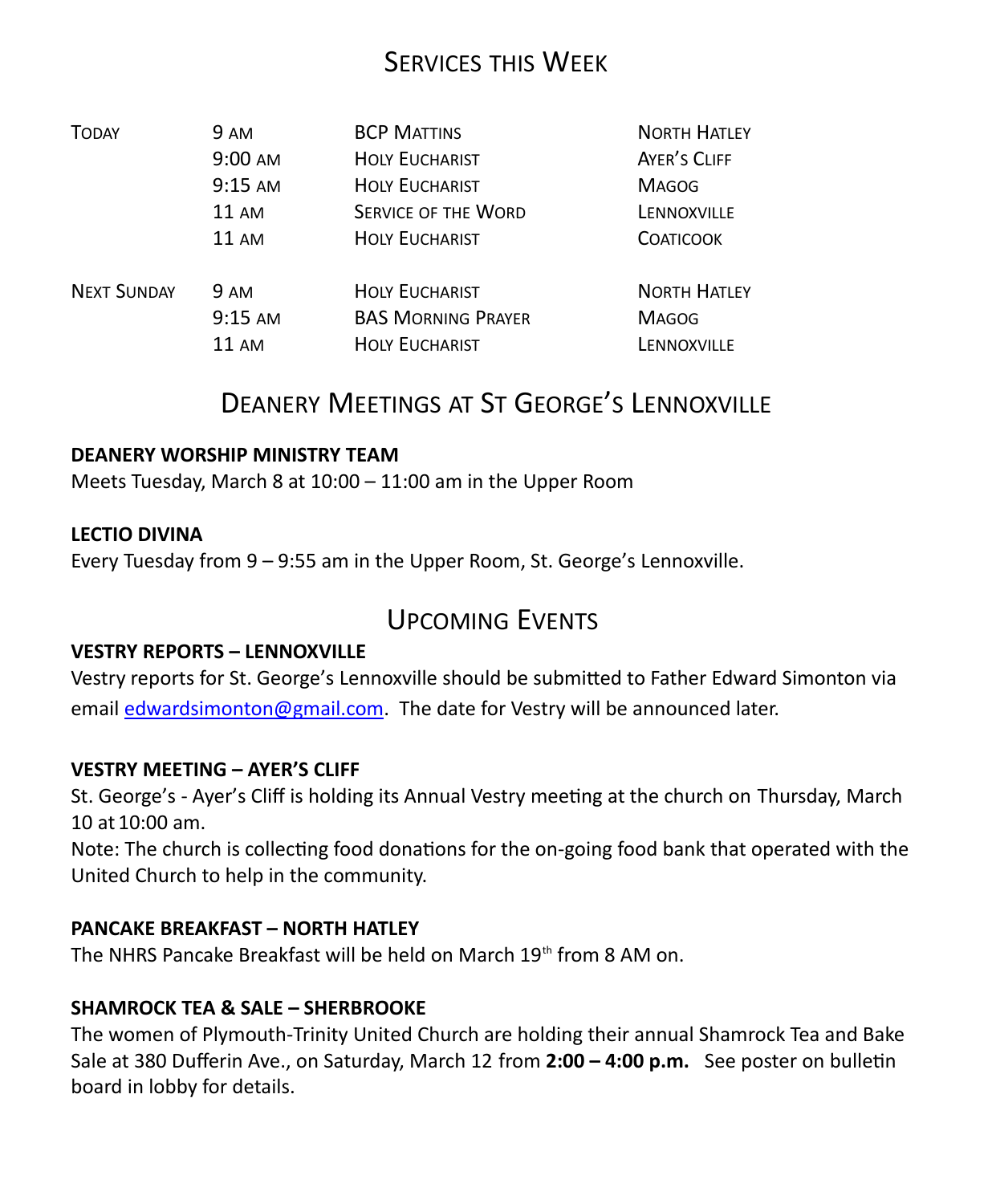# Services this Week

| | | | |
|---|---|---|---|
| Today | 9 AM | BCP Mattins | North Hatley |
| | 9:00 AM | Holy Eucharist | Ayer's Cliff |
| | 9:15 AM | Holy Eucharist | Magog |
| | 11 AM | Service of the Word | Lennoxville |
| | 11 AM | Holy Eucharist | Coaticook |
| Next Sunday | 9 AM | Holy Eucharist | North Hatley |
| | 9:15 AM | BAS Morning Prayer | Magog |
| | 11 AM | Holy Eucharist | Lennoxville |

# Deanery Meetings at St George's Lennoxville

**DEANERY WORSHIP MINISTRY TEAM**

Meets Tuesday, March 8 at 10:00 – 11:00 am in the Upper Room

**LECTIO DIVINA**

Every Tuesday from 9 – 9:55 am in the Upper Room, St. George's Lennoxville.

# Upcoming Events

**VESTRY REPORTS – LENNOXVILLE**

Vestry reports for St. George's Lennoxville should be submitted to Father Edward Simonton via email edwardsimonton@gmail.com. The date for Vestry will be announced later.

**VESTRY MEETING – AYER'S CLIFF**

St. George's - Ayer's Cliff is holding its Annual Vestry meeting at the church on Thursday, March 10 at 10:00 am.

Note: The church is collecting food donations for the on-going food bank that operated with the United Church to help in the community.

**PANCAKE BREAKFAST – NORTH HATLEY**

The NHRS Pancake Breakfast will be held on March 19th from 8 AM on.

**SHAMROCK TEA & SALE – SHERBROOKE**

The women of Plymouth-Trinity United Church are holding their annual Shamrock Tea and Bake Sale at 380 Dufferin Ave., on Saturday, March 12 from **2:00 – 4:00 p.m.** See poster on bulletin board in lobby for details.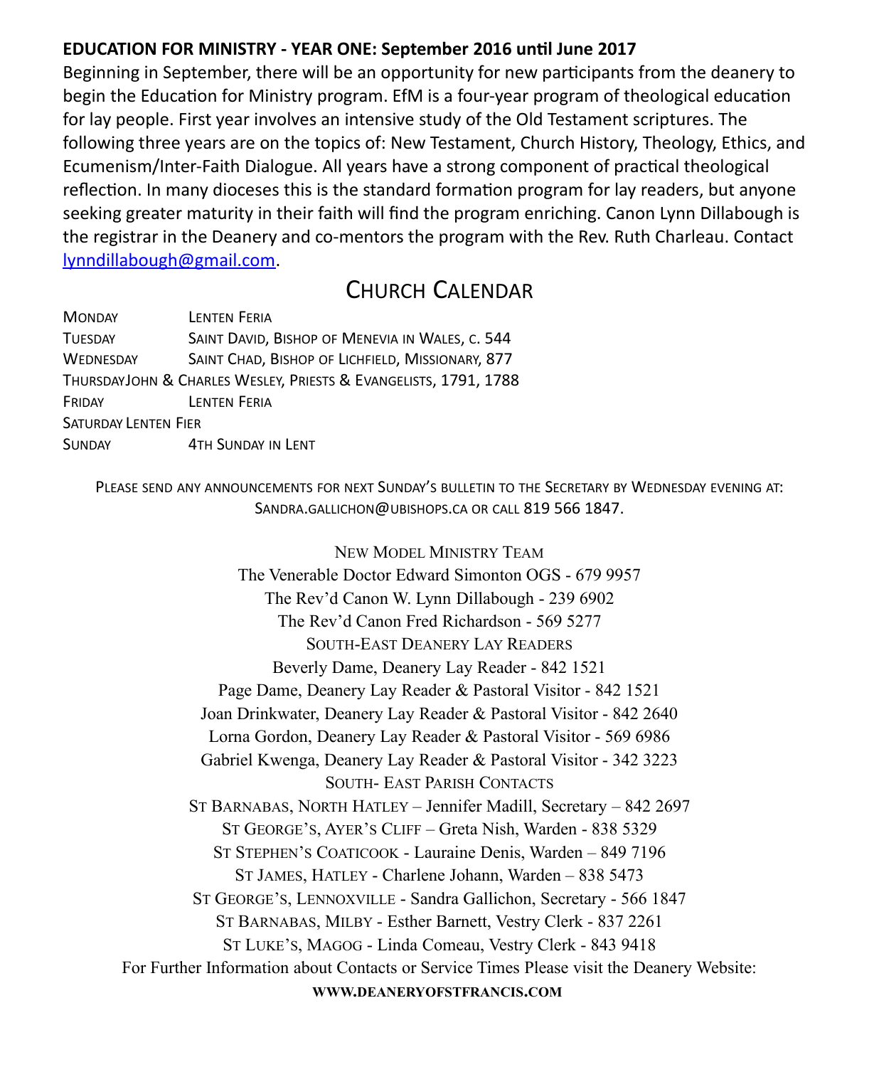**EDUCATION FOR MINISTRY - YEAR ONE: September 2016 until June 2017**

Beginning in September, there will be an opportunity for new participants from the deanery to begin the Education for Ministry program. EfM is a four-year program of theological education for lay people. First year involves an intensive study of the Old Testament scriptures. The following three years are on the topics of: New Testament, Church History, Theology, Ethics, and Ecumenism/Inter-Faith Dialogue. All years have a strong component of practical theological reflection. In many dioceses this is the standard formation program for lay readers, but anyone seeking greater maturity in their faith will find the program enriching. Canon Lynn Dillabough is the registrar in the Deanery and co-mentors the program with the Rev. Ruth Charleau. Contact lynndillabough@gmail.com.

## Church Calendar

| | |
|---|---|
| Monday | Lenten Feria |
| Tuesday | Saint David, Bishop of Menevia in Wales, c. 544 |
| Wednesday | Saint Chad, Bishop of Lichfield, Missionary, 877 |
| Thursday | John & Charles Wesley, Priests & Evangelists, 1791, 1788 |
| Friday | Lenten Feria |
| Saturday | Lenten Fier |
| Sunday | 4th Sunday in Lent |

Please send any announcements for next Sunday's bulletin to the Secretary by Wednesday evening at: Sandra.gallichon@ubishops.ca or call 819 566 1847.

New Model Ministry Team

The Venerable Doctor Edward Simonton OGS - 679 9957

The Rev'd Canon W. Lynn Dillabough - 239 6902

The Rev'd Canon Fred Richardson - 569 5277

South-East Deanery Lay Readers

Beverly Dame, Deanery Lay Reader - 842 1521

Page Dame, Deanery Lay Reader & Pastoral Visitor - 842 1521

Joan Drinkwater, Deanery Lay Reader & Pastoral Visitor - 842 2640

Lorna Gordon, Deanery Lay Reader & Pastoral Visitor - 569 6986

Gabriel Kwenga, Deanery Lay Reader & Pastoral Visitor - 342 3223

South- East Parish Contacts

St Barnabas, North Hatley – Jennifer Madill, Secretary – 842 2697

St George's, Ayer's Cliff – Greta Nish, Warden - 838 5329

St Stephen's Coaticook - Lauraine Denis, Warden – 849 7196

St James, Hatley - Charlene Johann, Warden – 838 5473

St George's, Lennoxville - Sandra Gallichon, Secretary - 566 1847

St Barnabas, Milby - Esther Barnett, Vestry Clerk - 837 2261

St Luke's, Magog - Linda Comeau, Vestry Clerk - 843 9418

For Further Information about Contacts or Service Times Please visit the Deanery Website:

**WWW.DEANERYOFSTFRANCIS.COM**